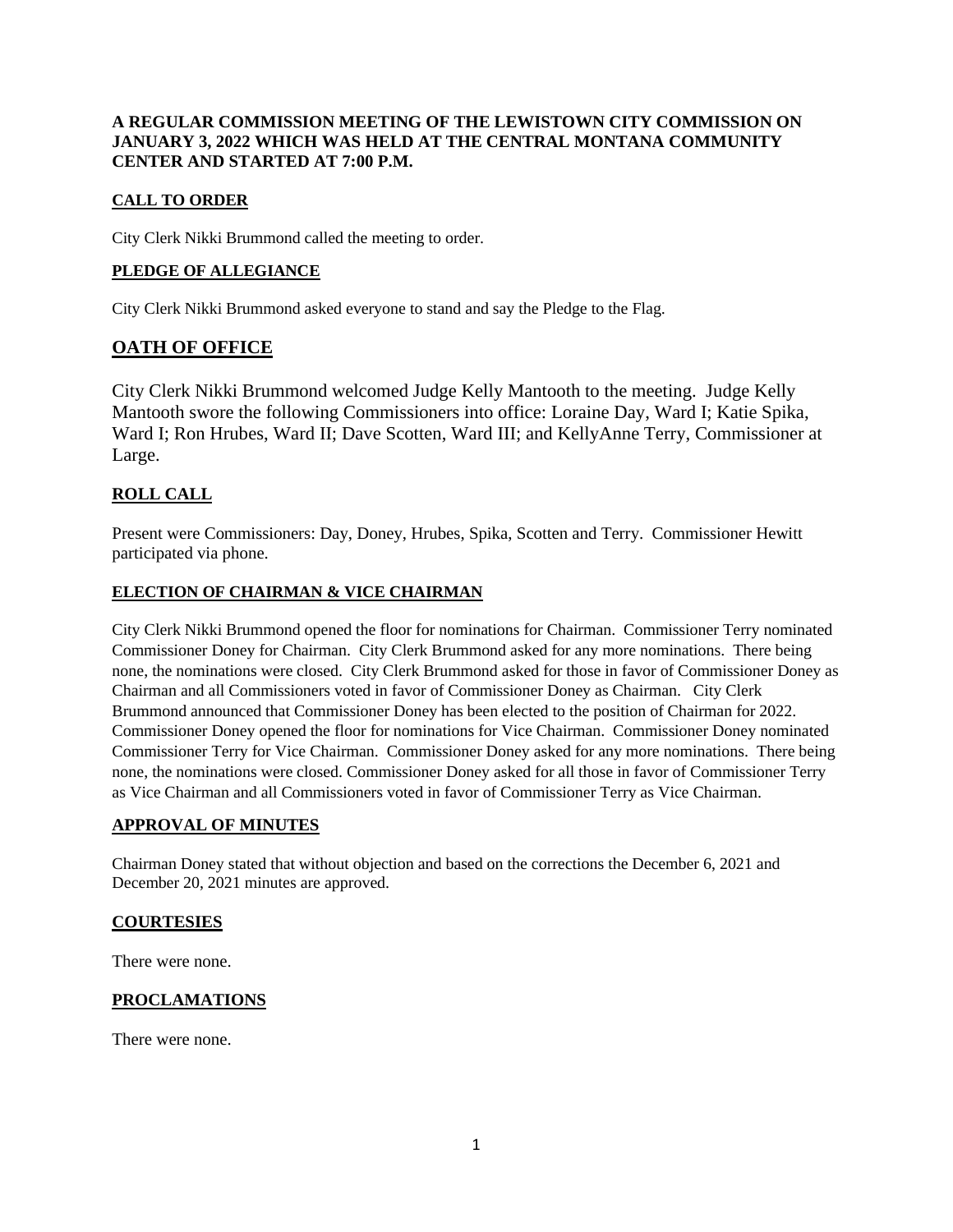**A REGULAR COMMISSION MEETING OF THE LEWISTOWN CITY COMMISSION ON JANUARY 3, 2022 WHICH WAS HELD AT THE CENTRAL MONTANA COMMUNITY CENTER AND STARTED AT 7:00 P.M.**

## CALL TO ORDER

City Clerk Nikki Brummond called the meeting to order.

## PLEDGE OF ALLEGIANCE

City Clerk Nikki Brummond asked everyone to stand and say the Pledge to the Flag.

## OATH OF OFFICE

City Clerk Nikki Brummond welcomed Judge Kelly Mantooth to the meeting. Judge Kelly Mantooth swore the following Commissioners into office: Loraine Day, Ward I; Katie Spika, Ward I; Ron Hrubes, Ward II; Dave Scotten, Ward III; and KellyAnne Terry, Commissioner at Large.

## ROLL CALL

Present were Commissioners: Day, Doney, Hrubes, Spika, Scotten and Terry. Commissioner Hewitt participated via phone.

## ELECTION OF CHAIRMAN & VICE CHAIRMAN

City Clerk Nikki Brummond opened the floor for nominations for Chairman. Commissioner Terry nominated Commissioner Doney for Chairman. City Clerk Brummond asked for any more nominations. There being none, the nominations were closed. City Clerk Brummond asked for those in favor of Commissioner Doney as Chairman and all Commissioners voted in favor of Commissioner Doney as Chairman. City Clerk Brummond announced that Commissioner Doney has been elected to the position of Chairman for 2022. Commissioner Doney opened the floor for nominations for Vice Chairman. Commissioner Doney nominated Commissioner Terry for Vice Chairman. Commissioner Doney asked for any more nominations. There being none, the nominations were closed. Commissioner Doney asked for all those in favor of Commissioner Terry as Vice Chairman and all Commissioners voted in favor of Commissioner Terry as Vice Chairman.

## APPROVAL OF MINUTES

Chairman Doney stated that without objection and based on the corrections the December 6, 2021 and December 20, 2021 minutes are approved.

## COURTESIES

There were none.

## PROCLAMATIONS

There were none.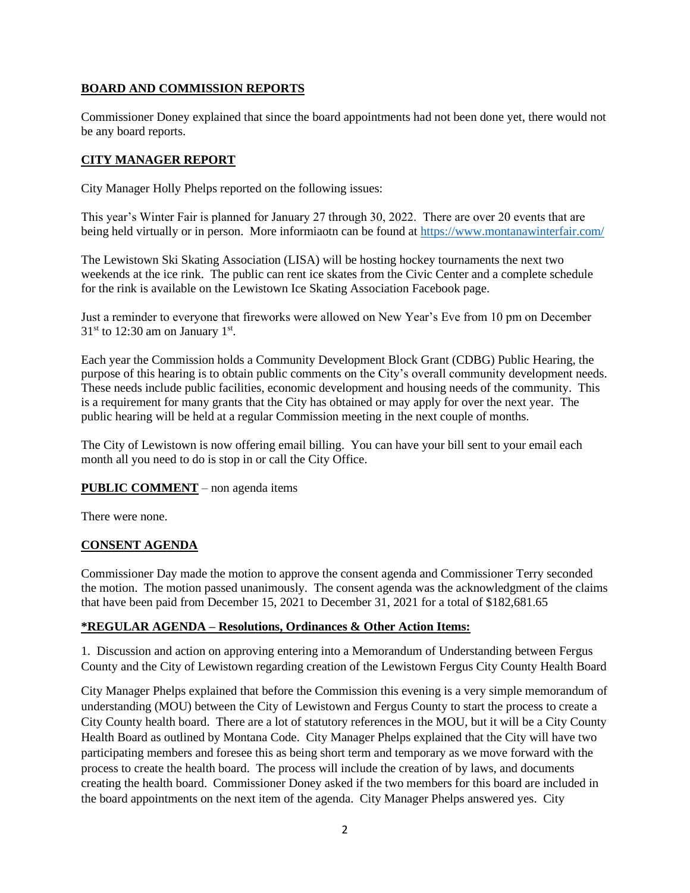**BOARD AND COMMISSION REPORTS**

Commissioner Doney explained that since the board appointments had not been done yet, there would not be any board reports.

**CITY MANAGER REPORT**

City Manager Holly Phelps reported on the following issues:

This year's Winter Fair is planned for January 27 through 30, 2022. There are over 20 events that are being held virtually or in person. More informiaotn can be found at https://www.montanawinterfair.com/

The Lewistown Ski Skating Association (LISA) will be hosting hockey tournaments the next two weekends at the ice rink. The public can rent ice skates from the Civic Center and a complete schedule for the rink is available on the Lewistown Ice Skating Association Facebook page.

Just a reminder to everyone that fireworks were allowed on New Year's Eve from 10 pm on December 31st to 12:30 am on January 1st.

Each year the Commission holds a Community Development Block Grant (CDBG) Public Hearing, the purpose of this hearing is to obtain public comments on the City's overall community development needs. These needs include public facilities, economic development and housing needs of the community. This is a requirement for many grants that the City has obtained or may apply for over the next year. The public hearing will be held at a regular Commission meeting in the next couple of months.

The City of Lewistown is now offering email billing. You can have your bill sent to your email each month all you need to do is stop in or call the City Office.

**PUBLIC COMMENT** – non agenda items

There were none.

**CONSENT AGENDA**

Commissioner Day made the motion to approve the consent agenda and Commissioner Terry seconded the motion. The motion passed unanimously. The consent agenda was the acknowledgment of the claims that have been paid from December 15, 2021 to December 31, 2021 for a total of $182,681.65

***REGULAR AGENDA – Resolutions, Ordinances & Other Action Items:**

1. Discussion and action on approving entering into a Memorandum of Understanding between Fergus County and the City of Lewistown regarding creation of the Lewistown Fergus City County Health Board

City Manager Phelps explained that before the Commission this evening is a very simple memorandum of understanding (MOU) between the City of Lewistown and Fergus County to start the process to create a City County health board. There are a lot of statutory references in the MOU, but it will be a City County Health Board as outlined by Montana Code. City Manager Phelps explained that the City will have two participating members and foresee this as being short term and temporary as we move forward with the process to create the health board. The process will include the creation of by laws, and documents creating the health board. Commissioner Doney asked if the two members for this board are included in the board appointments on the next item of the agenda. City Manager Phelps answered yes. City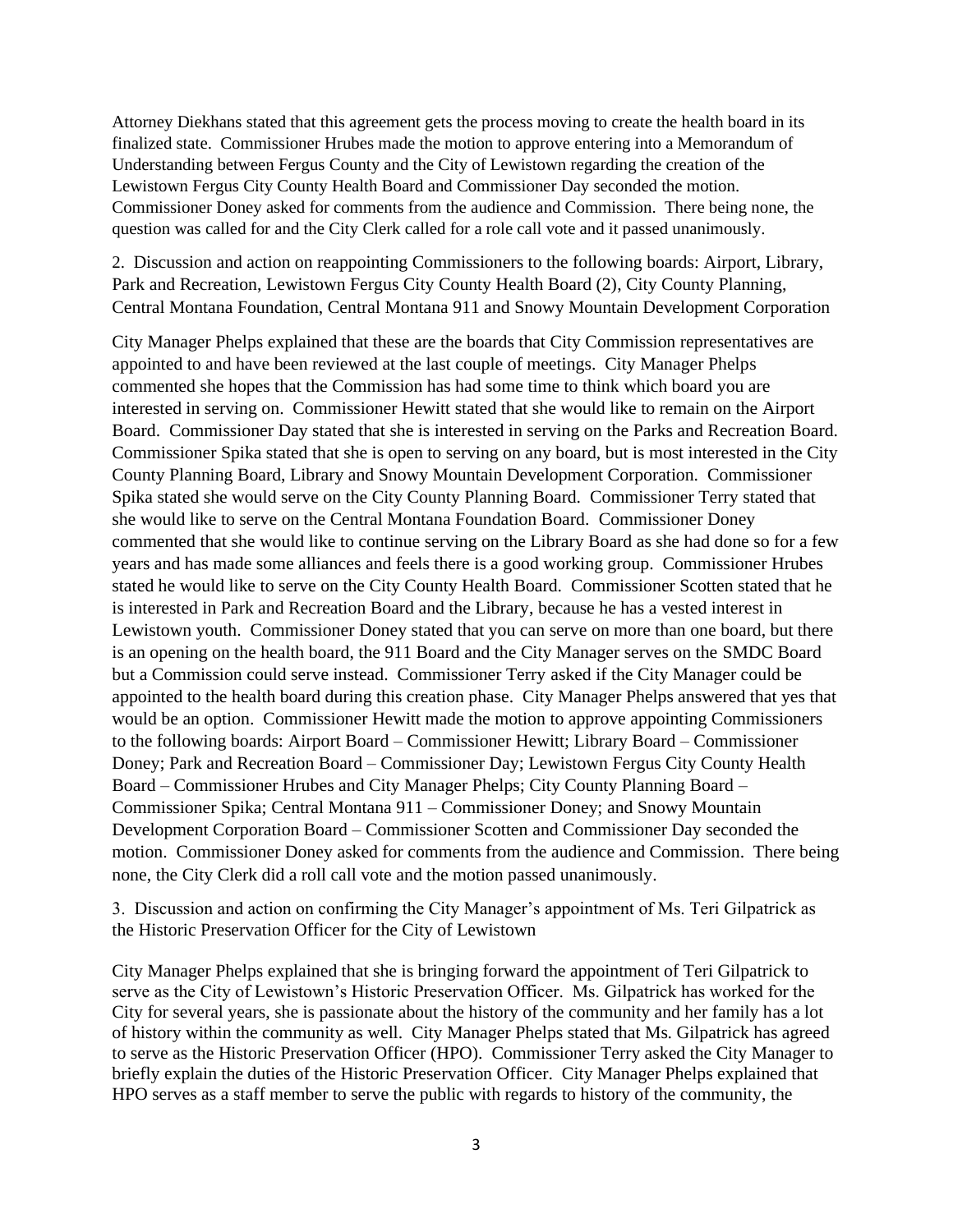Attorney Diekhans stated that this agreement gets the process moving to create the health board in its finalized state. Commissioner Hrubes made the motion to approve entering into a Memorandum of Understanding between Fergus County and the City of Lewistown regarding the creation of the Lewistown Fergus City County Health Board and Commissioner Day seconded the motion. Commissioner Doney asked for comments from the audience and Commission. There being none, the question was called for and the City Clerk called for a role call vote and it passed unanimously.

2. Discussion and action on reappointing Commissioners to the following boards: Airport, Library, Park and Recreation, Lewistown Fergus City County Health Board (2), City County Planning, Central Montana Foundation, Central Montana 911 and Snowy Mountain Development Corporation

City Manager Phelps explained that these are the boards that City Commission representatives are appointed to and have been reviewed at the last couple of meetings. City Manager Phelps commented she hopes that the Commission has had some time to think which board you are interested in serving on. Commissioner Hewitt stated that she would like to remain on the Airport Board. Commissioner Day stated that she is interested in serving on the Parks and Recreation Board. Commissioner Spika stated that she is open to serving on any board, but is most interested in the City County Planning Board, Library and Snowy Mountain Development Corporation. Commissioner Spika stated she would serve on the City County Planning Board. Commissioner Terry stated that she would like to serve on the Central Montana Foundation Board. Commissioner Doney commented that she would like to continue serving on the Library Board as she had done so for a few years and has made some alliances and feels there is a good working group. Commissioner Hrubes stated he would like to serve on the City County Health Board. Commissioner Scotten stated that he is interested in Park and Recreation Board and the Library, because he has a vested interest in Lewistown youth. Commissioner Doney stated that you can serve on more than one board, but there is an opening on the health board, the 911 Board and the City Manager serves on the SMDC Board but a Commission could serve instead. Commissioner Terry asked if the City Manager could be appointed to the health board during this creation phase. City Manager Phelps answered that yes that would be an option. Commissioner Hewitt made the motion to approve appointing Commissioners to the following boards: Airport Board – Commissioner Hewitt; Library Board – Commissioner Doney; Park and Recreation Board – Commissioner Day; Lewistown Fergus City County Health Board – Commissioner Hrubes and City Manager Phelps; City County Planning Board – Commissioner Spika; Central Montana 911 – Commissioner Doney; and Snowy Mountain Development Corporation Board – Commissioner Scotten and Commissioner Day seconded the motion. Commissioner Doney asked for comments from the audience and Commission. There being none, the City Clerk did a roll call vote and the motion passed unanimously.

3. Discussion and action on confirming the City Manager's appointment of Ms. Teri Gilpatrick as the Historic Preservation Officer for the City of Lewistown

City Manager Phelps explained that she is bringing forward the appointment of Teri Gilpatrick to serve as the City of Lewistown's Historic Preservation Officer. Ms. Gilpatrick has worked for the City for several years, she is passionate about the history of the community and her family has a lot of history within the community as well. City Manager Phelps stated that Ms. Gilpatrick has agreed to serve as the Historic Preservation Officer (HPO). Commissioner Terry asked the City Manager to briefly explain the duties of the Historic Preservation Officer. City Manager Phelps explained that HPO serves as a staff member to serve the public with regards to history of the community, the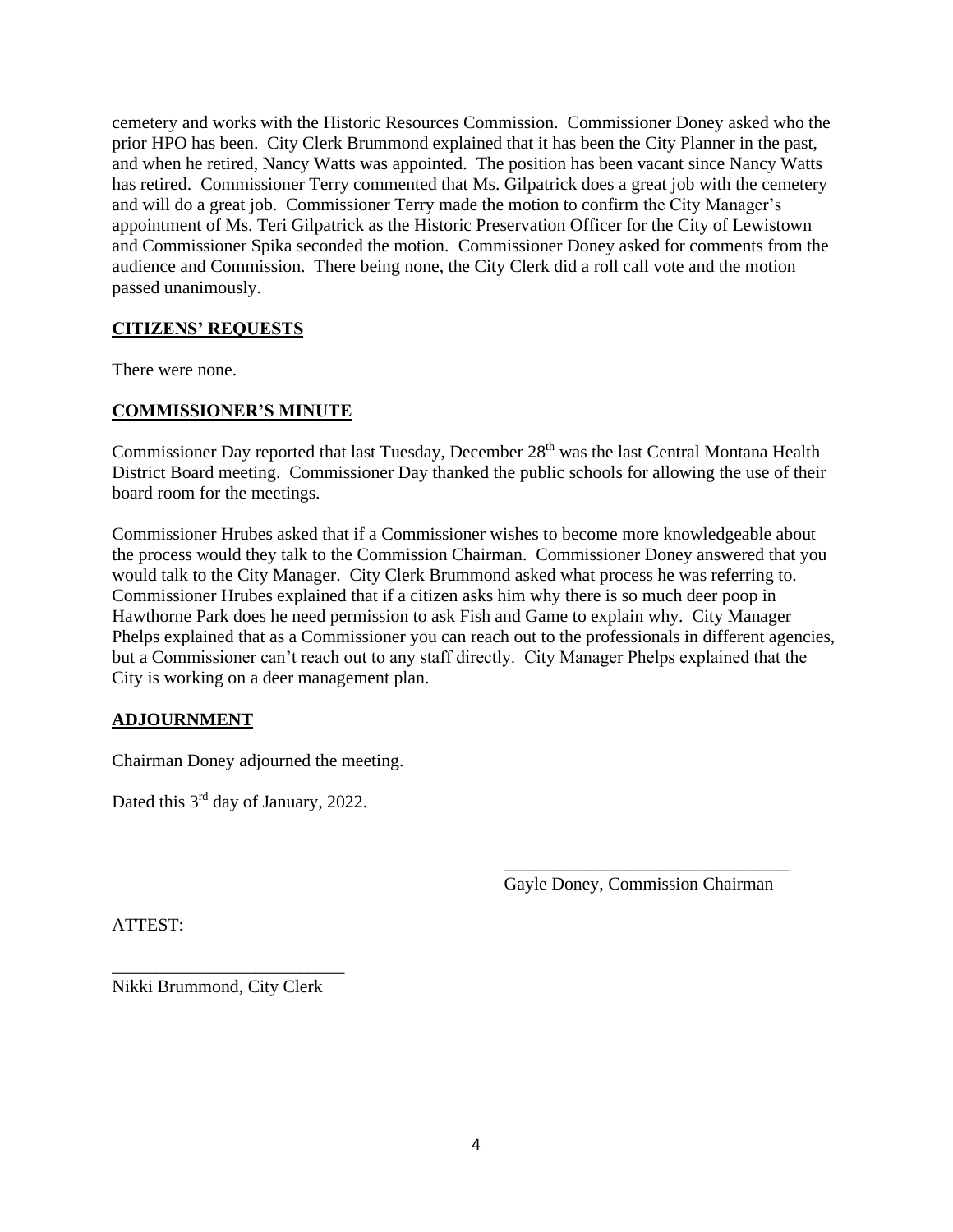cemetery and works with the Historic Resources Commission. Commissioner Doney asked who the prior HPO has been. City Clerk Brummond explained that it has been the City Planner in the past, and when he retired, Nancy Watts was appointed. The position has been vacant since Nancy Watts has retired. Commissioner Terry commented that Ms. Gilpatrick does a great job with the cemetery and will do a great job. Commissioner Terry made the motion to confirm the City Manager's appointment of Ms. Teri Gilpatrick as the Historic Preservation Officer for the City of Lewistown and Commissioner Spika seconded the motion. Commissioner Doney asked for comments from the audience and Commission. There being none, the City Clerk did a roll call vote and the motion passed unanimously.

## CITIZENS' REQUESTS

There were none.

## COMMISSIONER'S MINUTE

Commissioner Day reported that last Tuesday, December 28th was the last Central Montana Health District Board meeting. Commissioner Day thanked the public schools for allowing the use of their board room for the meetings.

Commissioner Hrubes asked that if a Commissioner wishes to become more knowledgeable about the process would they talk to the Commission Chairman. Commissioner Doney answered that you would talk to the City Manager. City Clerk Brummond asked what process he was referring to. Commissioner Hrubes explained that if a citizen asks him why there is so much deer poop in Hawthorne Park does he need permission to ask Fish and Game to explain why. City Manager Phelps explained that as a Commissioner you can reach out to the professionals in different agencies, but a Commissioner can't reach out to any staff directly. City Manager Phelps explained that the City is working on a deer management plan.

## ADJOURNMENT

Chairman Doney adjourned the meeting.

Dated this 3rd day of January, 2022.

\_\_\_\_\_\_\_\_\_\_\_\_\_\_\_\_\_\_\_\_\_\_\_\_\_\_\_\_\_\_\_\_
Gayle Doney, Commission Chairman

ATTEST:

\_\_\_\_\_\_\_\_\_\_\_\_\_\_\_\_\_\_\_\_\_\_\_\_\_\_
Nikki Brummond, City Clerk